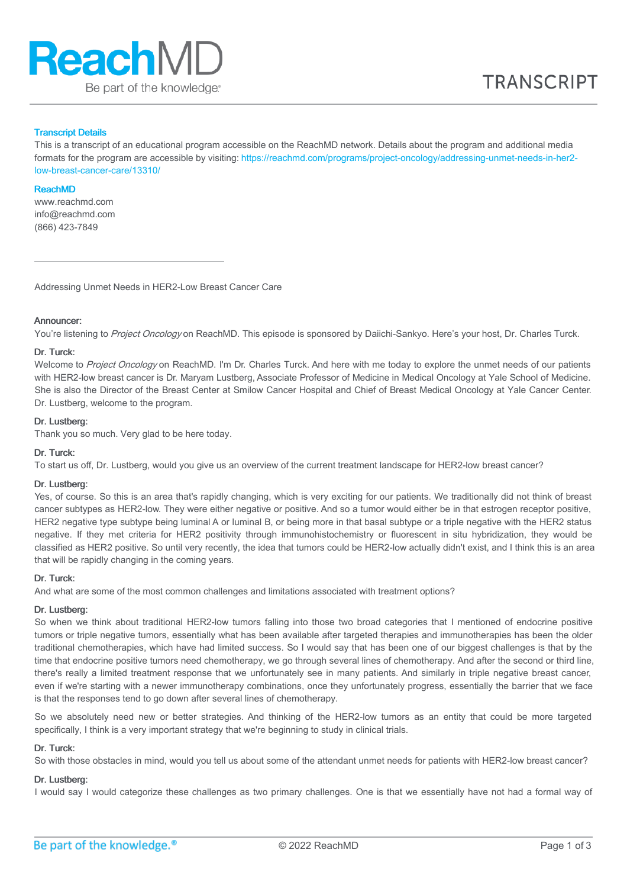**Transcript Details**

This is a transcript of an educational program accessible on the ReachMD network. Details about the program and additional media formats for the program are accessible by visiting: https://reachmd.com/programs/project-oncology/addressing-unmet-needs-in-her2-low-breast-cancer-care/13310/

**ReachMD**

www.reachmd.com
info@reachmd.com
(866) 423-7849

---

Addressing Unmet Needs in HER2-Low Breast Cancer Care

**Announcer:**
You're listening to *Project Oncology* on ReachMD. This episode is sponsored by Daiichi-Sankyo. Here's your host, Dr. Charles Turck.

**Dr. Turck:**
Welcome to *Project Oncology* on ReachMD. I'm Dr. Charles Turck. And here with me today to explore the unmet needs of our patients with HER2-low breast cancer is Dr. Maryam Lustberg, Associate Professor of Medicine in Medical Oncology at Yale School of Medicine. She is also the Director of the Breast Center at Smilow Cancer Hospital and Chief of Breast Medical Oncology at Yale Cancer Center. Dr. Lustberg, welcome to the program.

**Dr. Lustberg:**
Thank you so much. Very glad to be here today.

**Dr. Turck:**
To start us off, Dr. Lustberg, would you give us an overview of the current treatment landscape for HER2-low breast cancer?

**Dr. Lustberg:**
Yes, of course. So this is an area that's rapidly changing, which is very exciting for our patients. We traditionally did not think of breast cancer subtypes as HER2-low. They were either negative or positive. And so a tumor would either be in that estrogen receptor positive, HER2 negative type subtype being luminal A or luminal B, or being more in that basal subtype or a triple negative with the HER2 status negative. If they met criteria for HER2 positivity through immunohistochemistry or fluorescent in situ hybridization, they would be classified as HER2 positive. So until very recently, the idea that tumors could be HER2-low actually didn't exist, and I think this is an area that will be rapidly changing in the coming years.

**Dr. Turck:**
And what are some of the most common challenges and limitations associated with treatment options?

**Dr. Lustberg:**
So when we think about traditional HER2-low tumors falling into those two broad categories that I mentioned of endocrine positive tumors or triple negative tumors, essentially what has been available after targeted therapies and immunotherapies has been the older traditional chemotherapies, which have had limited success. So I would say that has been one of our biggest challenges is that by the time that endocrine positive tumors need chemotherapy, we go through several lines of chemotherapy. And after the second or third line, there's really a limited treatment response that we unfortunately see in many patients. And similarly in triple negative breast cancer, even if we're starting with a newer immunotherapy combinations, once they unfortunately progress, essentially the barrier that we face is that the responses tend to go down after several lines of chemotherapy.

So we absolutely need new or better strategies. And thinking of the HER2-low tumors as an entity that could be more targeted specifically, I think is a very important strategy that we're beginning to study in clinical trials.

**Dr. Turck:**
So with those obstacles in mind, would you tell us about some of the attendant unmet needs for patients with HER2-low breast cancer?

**Dr. Lustberg:**
I would say I would categorize these challenges as two primary challenges. One is that we essentially have not had a formal way of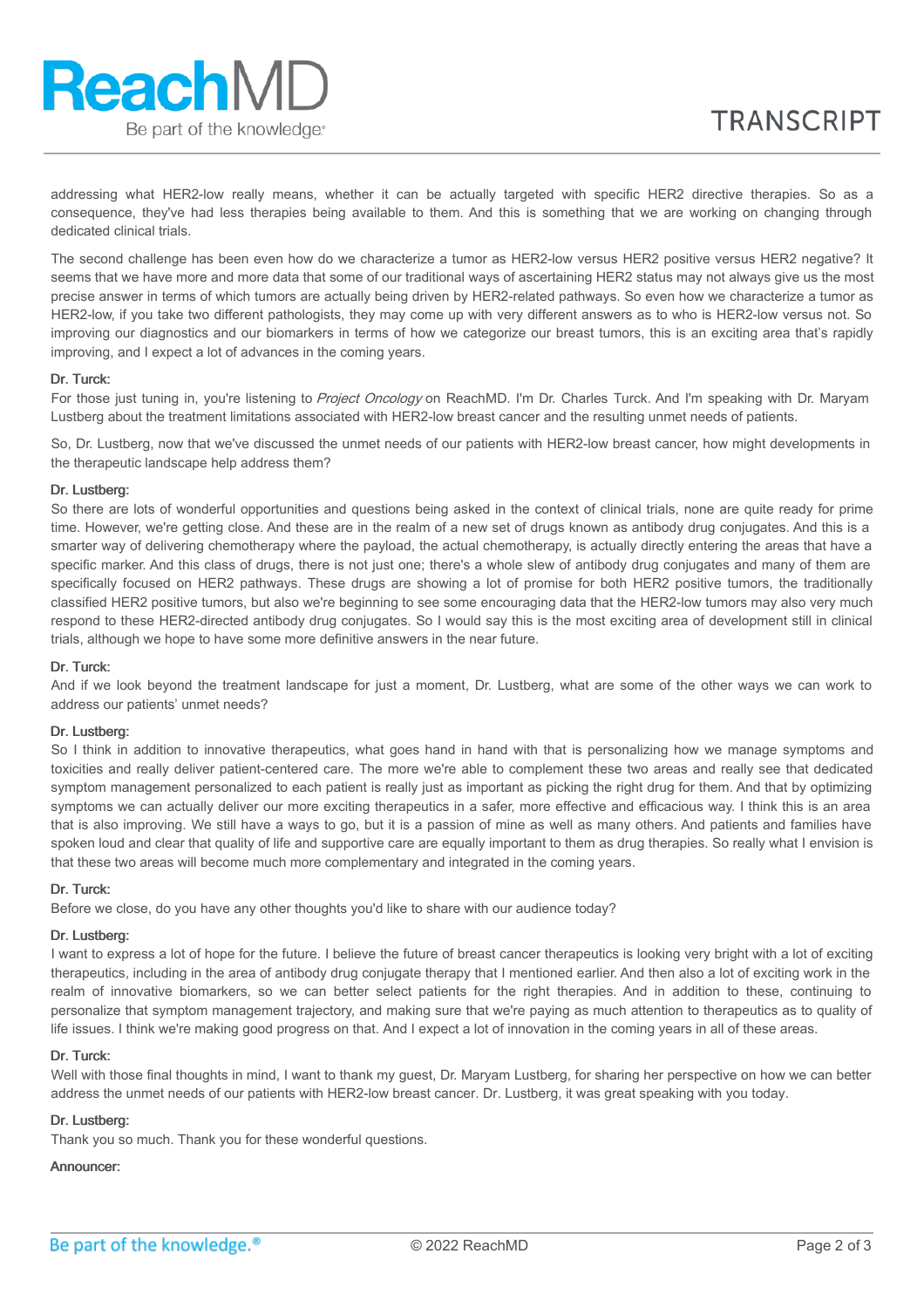addressing what HER2-low really means, whether it can be actually targeted with specific HER2 directive therapies. So as a consequence, they've had less therapies being available to them. And this is something that we are working on changing through dedicated clinical trials.

The second challenge has been even how do we characterize a tumor as HER2-low versus HER2 positive versus HER2 negative? It seems that we have more and more data that some of our traditional ways of ascertaining HER2 status may not always give us the most precise answer in terms of which tumors are actually being driven by HER2-related pathways. So even how we characterize a tumor as HER2-low, if you take two different pathologists, they may come up with very different answers as to who is HER2-low versus not. So improving our diagnostics and our biomarkers in terms of how we categorize our breast tumors, this is an exciting area that's rapidly improving, and I expect a lot of advances in the coming years.

**Dr. Turck:**
For those just tuning in, you're listening to *Project Oncology* on ReachMD. I'm Dr. Charles Turck. And I'm speaking with Dr. Maryam Lustberg about the treatment limitations associated with HER2-low breast cancer and the resulting unmet needs of patients.

So, Dr. Lustberg, now that we've discussed the unmet needs of our patients with HER2-low breast cancer, how might developments in the therapeutic landscape help address them?

**Dr. Lustberg:**
So there are lots of wonderful opportunities and questions being asked in the context of clinical trials, none are quite ready for prime time. However, we're getting close. And these are in the realm of a new set of drugs known as antibody drug conjugates. And this is a smarter way of delivering chemotherapy where the payload, the actual chemotherapy, is actually directly entering the areas that have a specific marker. And this class of drugs, there is not just one; there's a whole slew of antibody drug conjugates and many of them are specifically focused on HER2 pathways. These drugs are showing a lot of promise for both HER2 positive tumors, the traditionally classified HER2 positive tumors, but also we're beginning to see some encouraging data that the HER2-low tumors may also very much respond to these HER2-directed antibody drug conjugates. So I would say this is the most exciting area of development still in clinical trials, although we hope to have some more definitive answers in the near future.

**Dr. Turck:**
And if we look beyond the treatment landscape for just a moment, Dr. Lustberg, what are some of the other ways we can work to address our patients' unmet needs?

**Dr. Lustberg:**
So I think in addition to innovative therapeutics, what goes hand in hand with that is personalizing how we manage symptoms and toxicities and really deliver patient-centered care. The more we're able to complement these two areas and really see that dedicated symptom management personalized to each patient is really just as important as picking the right drug for them. And that by optimizing symptoms we can actually deliver our more exciting therapeutics in a safer, more effective and efficacious way. I think this is an area that is also improving. We still have a ways to go, but it is a passion of mine as well as many others. And patients and families have spoken loud and clear that quality of life and supportive care are equally important to them as drug therapies. So really what I envision is that these two areas will become much more complementary and integrated in the coming years.

**Dr. Turck:**
Before we close, do you have any other thoughts you'd like to share with our audience today?

**Dr. Lustberg:**
I want to express a lot of hope for the future. I believe the future of breast cancer therapeutics is looking very bright with a lot of exciting therapeutics, including in the area of antibody drug conjugate therapy that I mentioned earlier. And then also a lot of exciting work in the realm of innovative biomarkers, so we can better select patients for the right therapies. And in addition to these, continuing to personalize that symptom management trajectory, and making sure that we're paying as much attention to therapeutics as to quality of life issues. I think we're making good progress on that. And I expect a lot of innovation in the coming years in all of these areas.

**Dr. Turck:**
Well with those final thoughts in mind, I want to thank my guest, Dr. Maryam Lustberg, for sharing her perspective on how we can better address the unmet needs of our patients with HER2-low breast cancer. Dr. Lustberg, it was great speaking with you today.

**Dr. Lustberg:**
Thank you so much. Thank you for these wonderful questions.

**Announcer:**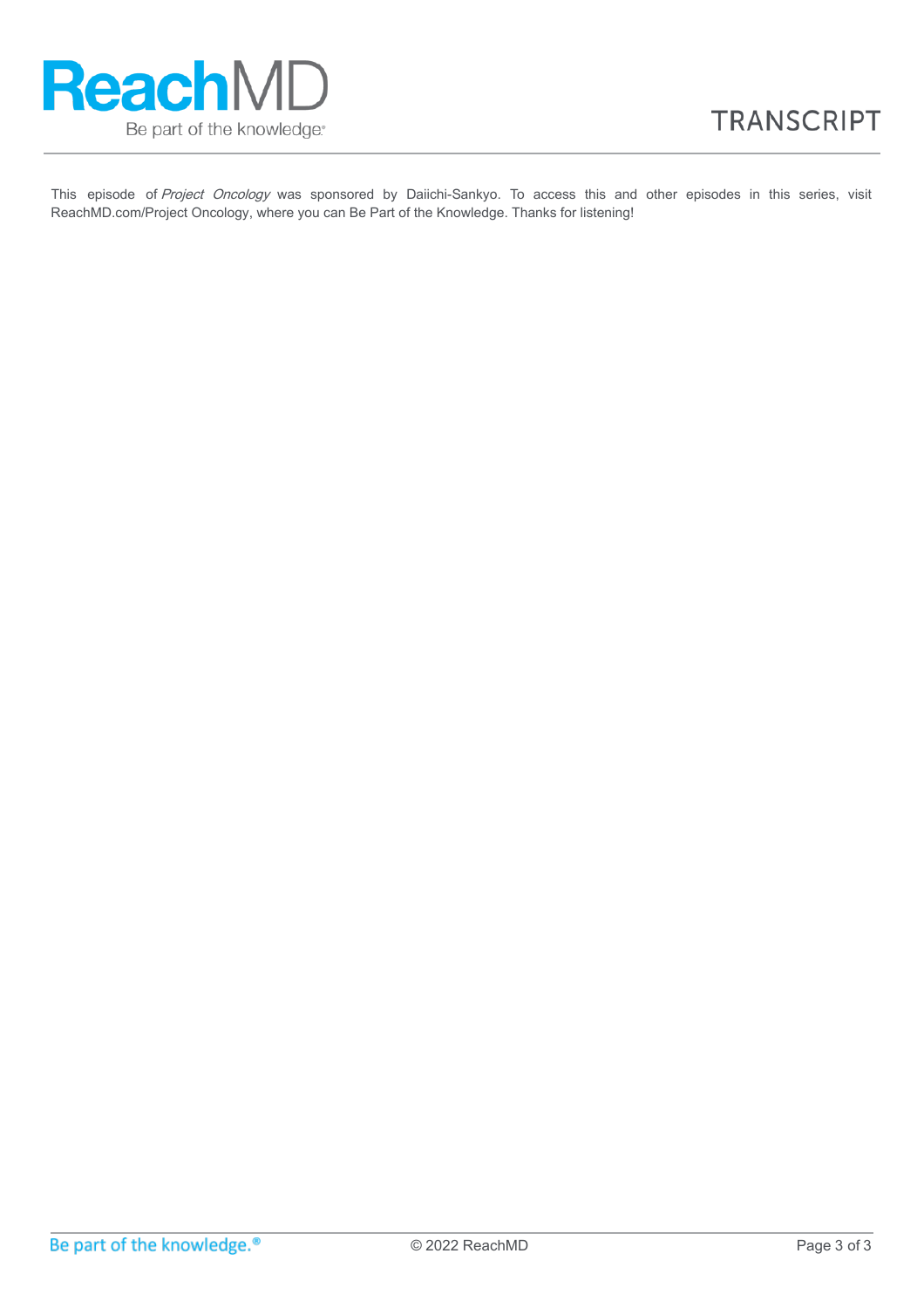This episode of *Project Oncology* was sponsored by Daiichi-Sankyo. To access this and other episodes in this series, visit ReachMD.com/Project Oncology, where you can Be Part of the Knowledge. Thanks for listening!